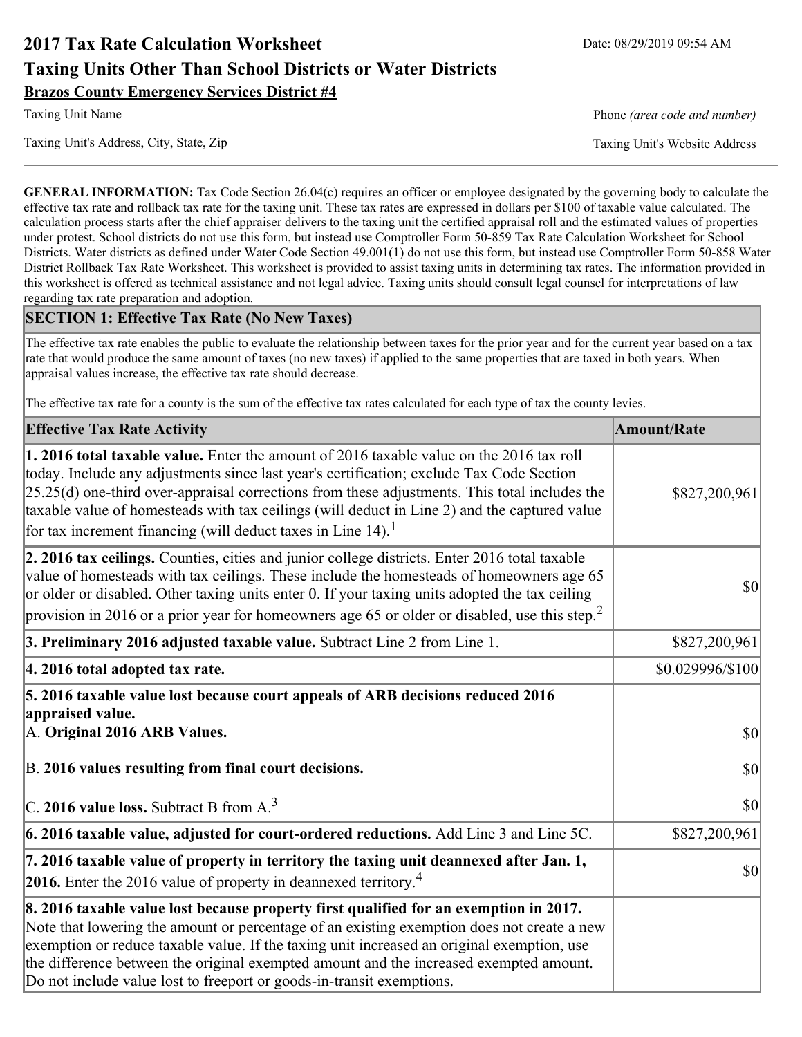# 2017 Tax Rate Calculation Worksheet

Date: 08/29/2019 09:54 AM

## Taxing Units Other Than School Districts or Water Districts

**Brazos County Emergency Services District #4**

Taxing Unit Name

Phone *(area code and number)*

Taxing Unit's Address, City, State, Zip

Taxing Unit's Website Address

**GENERAL INFORMATION:** Tax Code Section 26.04(c) requires an officer or employee designated by the governing body to calculate the effective tax rate and rollback tax rate for the taxing unit. These tax rates are expressed in dollars per $100 of taxable value calculated. The calculation process starts after the chief appraiser delivers to the taxing unit the certified appraisal roll and the estimated values of properties under protest. School districts do not use this form, but instead use Comptroller Form 50-859 Tax Rate Calculation Worksheet for School Districts. Water districts as defined under Water Code Section 49.001(1) do not use this form, but instead use Comptroller Form 50-858 Water District Rollback Tax Rate Worksheet. This worksheet is provided to assist taxing units in determining tax rates. The information provided in this worksheet is offered as technical assistance and not legal advice. Taxing units should consult legal counsel for interpretations of law regarding tax rate preparation and adoption.

### SECTION 1: Effective Tax Rate (No New Taxes)

The effective tax rate enables the public to evaluate the relationship between taxes for the prior year and for the current year based on a tax rate that would produce the same amount of taxes (no new taxes) if applied to the same properties that are taxed in both years. When appraisal values increase, the effective tax rate should decrease.

The effective tax rate for a county is the sum of the effective tax rates calculated for each type of tax the county levies.

| Effective Tax Rate Activity | Amount/Rate |
|---|---|
| **1. 2016 total taxable value.** Enter the amount of 2016 taxable value on the 2016 tax roll today. Include any adjustments since last year's certification; exclude Tax Code Section 25.25(d) one-third over-appraisal corrections from these adjustments. This total includes the taxable value of homesteads with tax ceilings (will deduct in Line 2) and the captured value for tax increment financing (will deduct taxes in Line 14).[1] | $827,200,961 |
| **2. 2016 tax ceilings.** Counties, cities and junior college districts. Enter 2016 total taxable value of homesteads with tax ceilings. These include the homesteads of homeowners age 65 or older or disabled. Other taxing units enter 0. If your taxing units adopted the tax ceiling provision in 2016 or a prior year for homeowners age 65 or older or disabled, use this step.[2] | $0 |
| **3. Preliminary 2016 adjusted taxable value.** Subtract Line 2 from Line 1. | $827,200,961 |
| **4. 2016 total adopted tax rate.** | $0.029996/$100 |
| **5. 2016 taxable value lost because court appeals of ARB decisions reduced 2016 appraised value.** | |
| A. **Original 2016 ARB Values.** | $0 |
| B. **2016 values resulting from final court decisions.** | $0 |
| C. **2016 value loss.** Subtract B from A.[3] | $0 |
| **6. 2016 taxable value, adjusted for court-ordered reductions.** Add Line 3 and Line 5C. | $827,200,961 |
| **7. 2016 taxable value of property in territory the taxing unit deannexed after Jan. 1, 2016.** Enter the 2016 value of property in deannexed territory.[4] | $0 |
| **8. 2016 taxable value lost because property first qualified for an exemption in 2017.** Note that lowering the amount or percentage of an existing exemption does not create a new exemption or reduce taxable value. If the taxing unit increased an original exemption, use the difference between the original exempted amount and the increased exempted amount. Do not include value lost to freeport or goods-in-transit exemptions. | |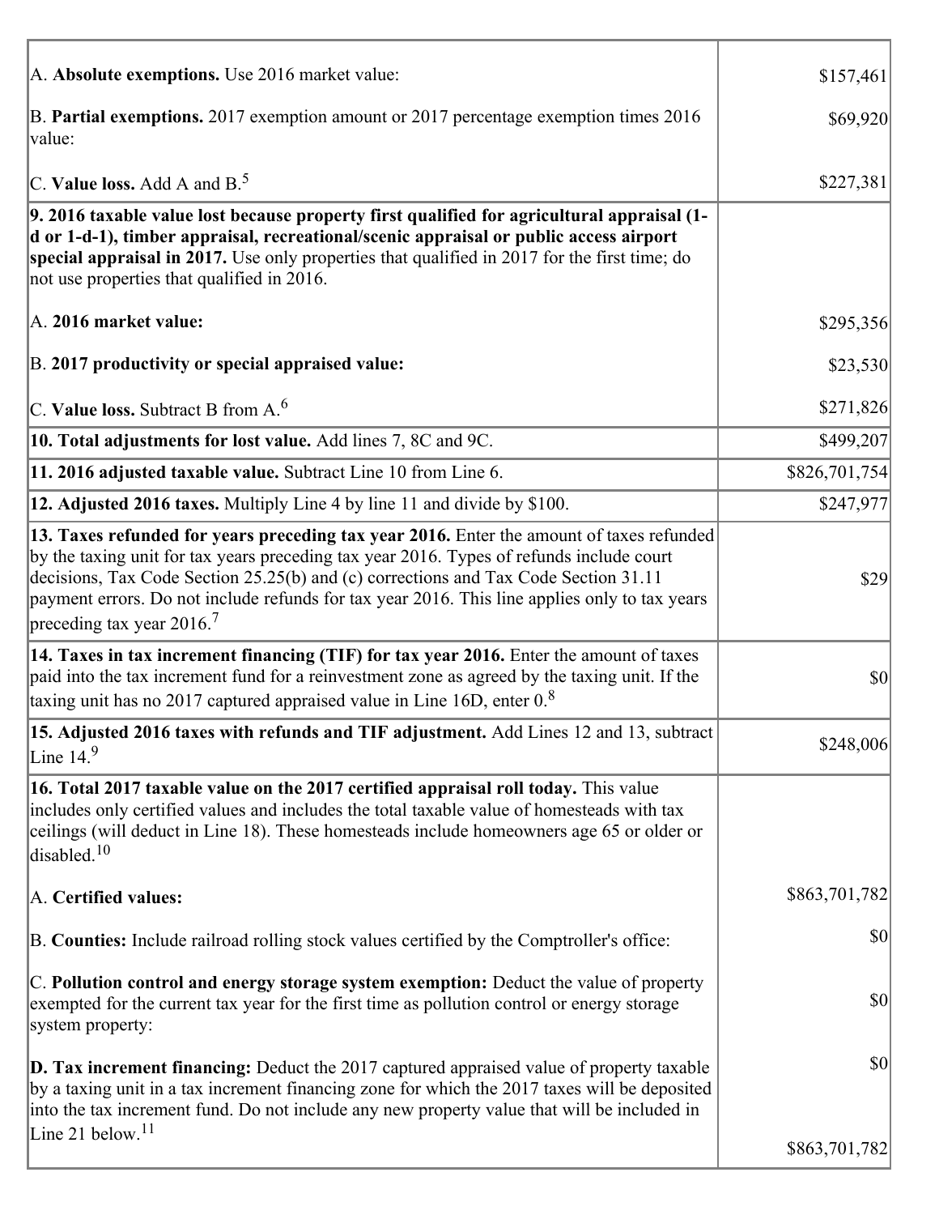| | |
|---|---|
| A. **Absolute exemptions.** Use 2016 market value: | $157,461 |
| B. **Partial exemptions.** 2017 exemption amount or 2017 percentage exemption times 2016 value: | $69,920 |
| C. **Value loss.** Add A and B.[5] | $227,381 |
| **9. 2016 taxable value lost because property first qualified for agricultural appraisal (1-d or 1-d-1), timber appraisal, recreational/scenic appraisal or public access airport special appraisal in 2017.** Use only properties that qualified in 2017 for the first time; do not use properties that qualified in 2016. | |
| A. **2016 market value:** | $295,356 |
| B. **2017 productivity or special appraised value:** | $23,530 |
| C. **Value loss.** Subtract B from A.[6] | $271,826 |
| **10. Total adjustments for lost value.** Add lines 7, 8C and 9C. | $499,207 |
| **11. 2016 adjusted taxable value.** Subtract Line 10 from Line 6. | $826,701,754 |
| **12. Adjusted 2016 taxes.** Multiply Line 4 by line 11 and divide by $100. | $247,977 |
| **13. Taxes refunded for years preceding tax year 2016.** Enter the amount of taxes refunded by the taxing unit for tax years preceding tax year 2016. Types of refunds include court decisions, Tax Code Section 25.25(b) and (c) corrections and Tax Code Section 31.11 payment errors. Do not include refunds for tax year 2016. This line applies only to tax years preceding tax year 2016.[7] | $29 |
| **14. Taxes in tax increment financing (TIF) for tax year 2016.** Enter the amount of taxes paid into the tax increment fund for a reinvestment zone as agreed by the taxing unit. If the taxing unit has no 2017 captured appraised value in Line 16D, enter 0.[8] | $0 |
| **15. Adjusted 2016 taxes with refunds and TIF adjustment.** Add Lines 12 and 13, subtract Line 14.[9] | $248,006 |
| **16. Total 2017 taxable value on the 2017 certified appraisal roll today.** This value includes only certified values and includes the total taxable value of homesteads with tax ceilings (will deduct in Line 18). These homesteads include homeowners age 65 or older or disabled.[10] | |
| A. **Certified values:** | $863,701,782 |
| B. **Counties:** Include railroad rolling stock values certified by the Comptroller's office: | $0 |
| C. **Pollution control and energy storage system exemption:** Deduct the value of property exempted for the current tax year for the first time as pollution control or energy storage system property: | $0 |
| **D. Tax increment financing:** Deduct the 2017 captured appraised value of property taxable by a taxing unit in a tax increment financing zone for which the 2017 taxes will be deposited into the tax increment fund. Do not include any new property value that will be included in Line 21 below.[11] | $0<br>$863,701,782 |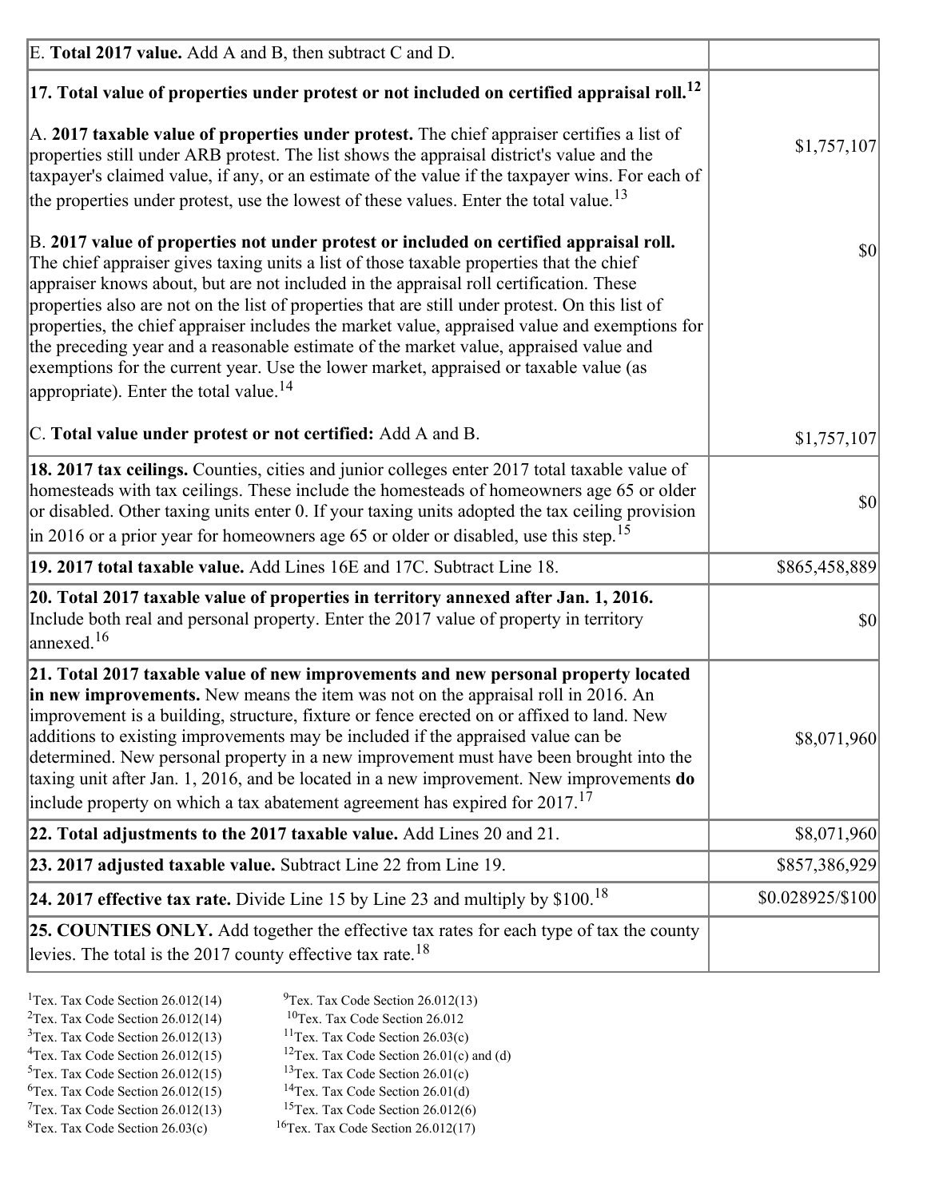| | |
|---|---|
| E. **Total 2017 value.** Add A and B, then subtract C and D. | |
| **17. Total value of properties under protest or not included on certified appraisal roll.**[12] | |
| A. **2017 taxable value of properties under protest.** The chief appraiser certifies a list of properties still under ARB protest. The list shows the appraisal district's value and the taxpayer's claimed value, if any, or an estimate of the value if the taxpayer wins. For each of the properties under protest, use the lowest of these values. Enter the total value.[13] | $1,757,107 |
| B. **2017 value of properties not under protest or included on certified appraisal roll.** The chief appraiser gives taxing units a list of those taxable properties that the chief appraiser knows about, but are not included in the appraisal roll certification. These properties also are not on the list of properties that are still under protest. On this list of properties, the chief appraiser includes the market value, appraised value and exemptions for the preceding year and a reasonable estimate of the market value, appraised value and exemptions for the current year. Use the lower market, appraised or taxable value (as appropriate). Enter the total value.[14] | $0 |
| C. **Total value under protest or not certified:** Add A and B. | $1,757,107 |
| **18. 2017 tax ceilings.** Counties, cities and junior colleges enter 2017 total taxable value of homesteads with tax ceilings. These include the homesteads of homeowners age 65 or older or disabled. Other taxing units enter 0. If your taxing units adopted the tax ceiling provision in 2016 or a prior year for homeowners age 65 or older or disabled, use this step.[15] | $0 |
| **19. 2017 total taxable value.** Add Lines 16E and 17C. Subtract Line 18. | $865,458,889 |
| **20. Total 2017 taxable value of properties in territory annexed after Jan. 1, 2016.** Include both real and personal property. Enter the 2017 value of property in territory annexed.[16] | $0 |
| **21. Total 2017 taxable value of new improvements and new personal property located in new improvements.** New means the item was not on the appraisal roll in 2016. An improvement is a building, structure, fixture or fence erected on or affixed to land. New additions to existing improvements may be included if the appraised value can be determined. New personal property in a new improvement must have been brought into the taxing unit after Jan. 1, 2016, and be located in a new improvement. New improvements **do** include property on which a tax abatement agreement has expired for 2017.[17] | $8,071,960 |
| **22. Total adjustments to the 2017 taxable value.** Add Lines 20 and 21. | $8,071,960 |
| **23. 2017 adjusted taxable value.** Subtract Line 22 from Line 19. | $857,386,929 |
| **24. 2017 effective tax rate.** Divide Line 15 by Line 23 and multiply by $100.[18] | $0.028925/$100 |
| **25. COUNTIES ONLY.** Add together the effective tax rates for each type of tax the county levies. The total is the 2017 county effective tax rate.[18] | |

[1]Tex. Tax Code Section 26.012(14)
[2]Tex. Tax Code Section 26.012(14)
[3]Tex. Tax Code Section 26.012(13)
[4]Tex. Tax Code Section 26.012(15)
[5]Tex. Tax Code Section 26.012(15)
[6]Tex. Tax Code Section 26.012(15)
[7]Tex. Tax Code Section 26.012(13)
[8]Tex. Tax Code Section 26.03(c)
[9]Tex. Tax Code Section 26.012(13)
[10]Tex. Tax Code Section 26.012
[11]Tex. Tax Code Section 26.03(c)
[12]Tex. Tax Code Section 26.01(c) and (d)
[13]Tex. Tax Code Section 26.01(c)
[14]Tex. Tax Code Section 26.01(d)
[15]Tex. Tax Code Section 26.012(6)
[16]Tex. Tax Code Section 26.012(17)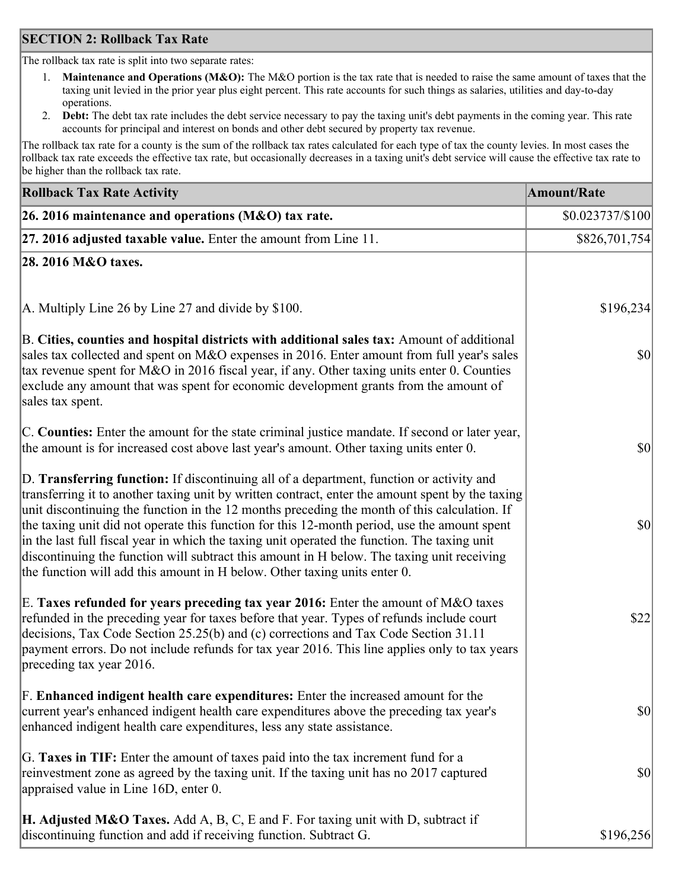## SECTION 2: Rollback Tax Rate

The rollback tax rate is split into two separate rates:

1. **Maintenance and Operations (M&O):** The M&O portion is the tax rate that is needed to raise the same amount of taxes that the taxing unit levied in the prior year plus eight percent. This rate accounts for such things as salaries, utilities and day-to-day operations.
2. **Debt:** The debt tax rate includes the debt service necessary to pay the taxing unit's debt payments in the coming year. This rate accounts for principal and interest on bonds and other debt secured by property tax revenue.

The rollback tax rate for a county is the sum of the rollback tax rates calculated for each type of tax the county levies. In most cases the rollback tax rate exceeds the effective tax rate, but occasionally decreases in a taxing unit's debt service will cause the effective tax rate to be higher than the rollback tax rate.

| Rollback Tax Rate Activity | Amount/Rate |
|---|---|
| **26. 2016 maintenance and operations (M&O) tax rate.** | $0.023737/$100 |
| **27. 2016 adjusted taxable value.** Enter the amount from Line 11. | $826,701,754 |
| **28. 2016 M&O taxes.** | |
| A. Multiply Line 26 by Line 27 and divide by $100. | $196,234 |
| B. **Cities, counties and hospital districts with additional sales tax:** Amount of additional sales tax collected and spent on M&O expenses in 2016. Enter amount from full year's sales tax revenue spent for M&O in 2016 fiscal year, if any. Other taxing units enter 0. Counties exclude any amount that was spent for economic development grants from the amount of sales tax spent. | $0 |
| C. **Counties:** Enter the amount for the state criminal justice mandate. If second or later year, the amount is for increased cost above last year's amount. Other taxing units enter 0. | $0 |
| D. **Transferring function:** If discontinuing all of a department, function or activity and transferring it to another taxing unit by written contract, enter the amount spent by the taxing unit discontinuing the function in the 12 months preceding the month of this calculation. If the taxing unit did not operate this function for this 12-month period, use the amount spent in the last full fiscal year in which the taxing unit operated the function. The taxing unit discontinuing the function will subtract this amount in H below. The taxing unit receiving the function will add this amount in H below. Other taxing units enter 0. | $0 |
| E. **Taxes refunded for years preceding tax year 2016:** Enter the amount of M&O taxes refunded in the preceding year for taxes before that year. Types of refunds include court decisions, Tax Code Section 25.25(b) and (c) corrections and Tax Code Section 31.11 payment errors. Do not include refunds for tax year 2016. This line applies only to tax years preceding tax year 2016. | $22 |
| F. **Enhanced indigent health care expenditures:** Enter the increased amount for the current year's enhanced indigent health care expenditures above the preceding tax year's enhanced indigent health care expenditures, less any state assistance. | $0 |
| G. **Taxes in TIF:** Enter the amount of taxes paid into the tax increment fund for a reinvestment zone as agreed by the taxing unit. If the taxing unit has no 2017 captured appraised value in Line 16D, enter 0. | $0 |
| **H. Adjusted M&O Taxes.** Add A, B, C, E and F. For taxing unit with D, subtract if discontinuing function and add if receiving function. Subtract G. | $196,256 |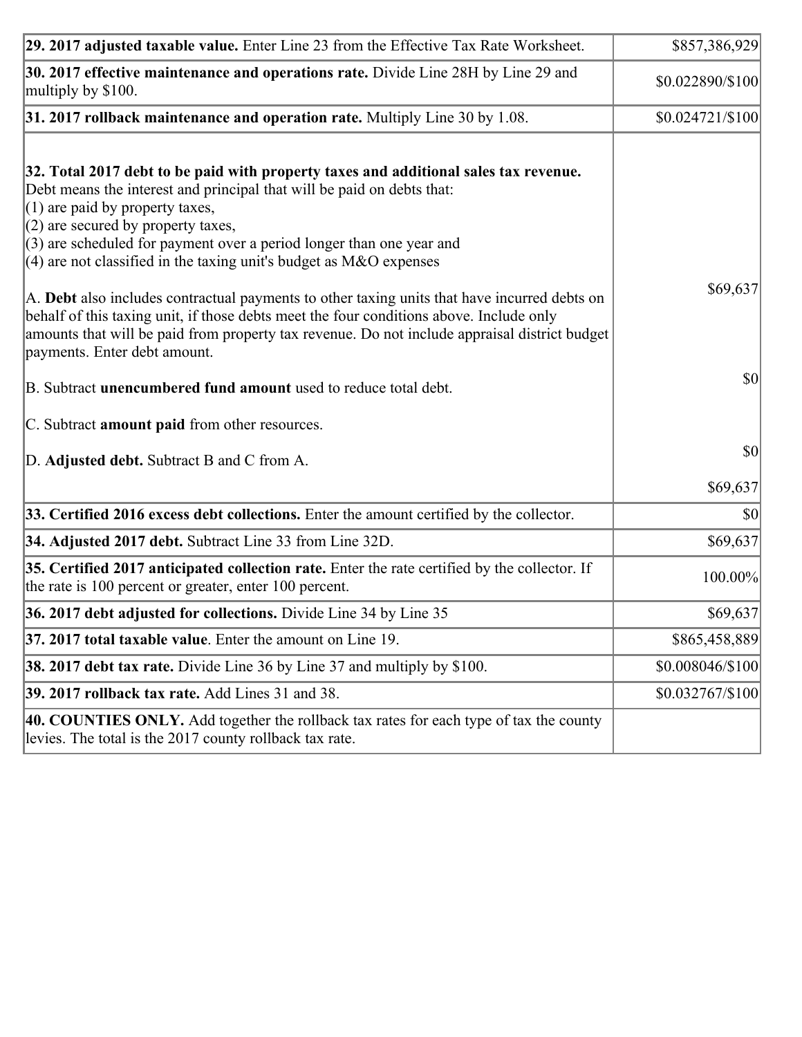| | |
|---|---|
| **29. 2017 adjusted taxable value.** Enter Line 23 from the Effective Tax Rate Worksheet. | $857,386,929 |
| **30. 2017 effective maintenance and operations rate.** Divide Line 28H by Line 29 and multiply by $100. | $0.022890/$100 |
| **31. 2017 rollback maintenance and operation rate.** Multiply Line 30 by 1.08. | $0.024721/$100 |
| **32. Total 2017 debt to be paid with property taxes and additional sales tax revenue.** Debt means the interest and principal that will be paid on debts that:<br>(1) are paid by property taxes,<br>(2) are secured by property taxes,<br>(3) are scheduled for payment over a period longer than one year and<br>(4) are not classified in the taxing unit's budget as M&O expenses<br><br>A. **Debt** also includes contractual payments to other taxing units that have incurred debts on behalf of this taxing unit, if those debts meet the four conditions above. Include only amounts that will be paid from property tax revenue. Do not include appraisal district budget payments. Enter debt amount.<br><br>B. Subtract **unencumbered fund amount** used to reduce total debt.<br><br>C. Subtract **amount paid** from other resources.<br><br>D. **Adjusted debt.** Subtract B and C from A. | $69,637<br><br>$0<br><br>$0<br><br>$69,637 |
| **33. Certified 2016 excess debt collections.** Enter the amount certified by the collector. | $0 |
| **34. Adjusted 2017 debt.** Subtract Line 33 from Line 32D. | $69,637 |
| **35. Certified 2017 anticipated collection rate.** Enter the rate certified by the collector. If the rate is 100 percent or greater, enter 100 percent. | 100.00% |
| **36. 2017 debt adjusted for collections.** Divide Line 34 by Line 35 | $69,637 |
| **37. 2017 total taxable value**. Enter the amount on Line 19. | $865,458,889 |
| **38. 2017 debt tax rate.** Divide Line 36 by Line 37 and multiply by $100. | $0.008046/$100 |
| **39. 2017 rollback tax rate.** Add Lines 31 and 38. | $0.032767/$100 |
| **40. COUNTIES ONLY.** Add together the rollback tax rates for each type of tax the county levies. The total is the 2017 county rollback tax rate. | |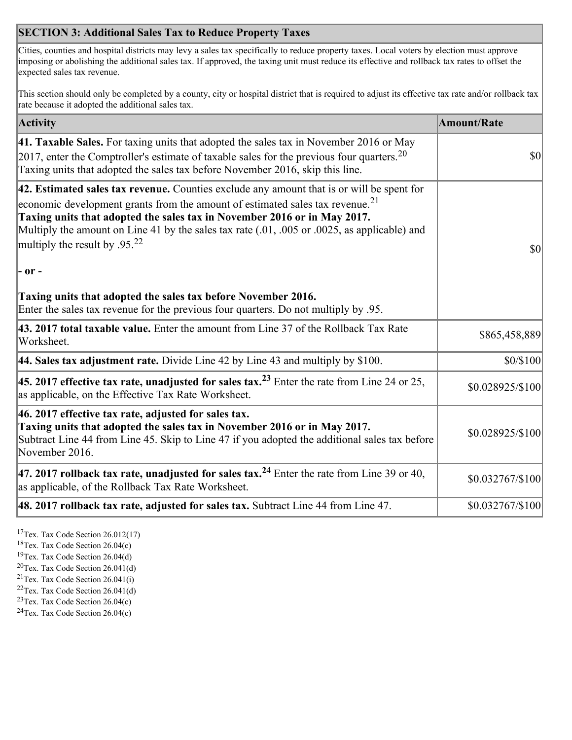| SECTION 3: Additional Sales Tax to Reduce Property Taxes | |
|---|---|
| Cities, counties and hospital districts may levy a sales tax specifically to reduce property taxes. Local voters by election must approve imposing or abolishing the additional sales tax. If approved, the taxing unit must reduce its effective and rollback tax rates to offset the expected sales tax revenue.<br><br>This section should only be completed by a county, city or hospital district that is required to adjust its effective tax rate and/or rollback tax rate because it adopted the additional sales tax. | |

| Activity | Amount/Rate |
|---|---|
| **41. Taxable Sales.** For taxing units that adopted the sales tax in November 2016 or May 2017, enter the Comptroller's estimate of taxable sales for the previous four quarters.[20] Taxing units that adopted the sales tax before November 2016, skip this line. | $0 |
| **42. Estimated sales tax revenue.** Counties exclude any amount that is or will be spent for economic development grants from the amount of estimated sales tax revenue.[21]<br>**Taxing units that adopted the sales tax in November 2016 or in May 2017.** Multiply the amount on Line 41 by the sales tax rate (.01, .005 or .0025, as applicable) and multiply the result by .95.[22]<br><br>**- or -**<br><br>**Taxing units that adopted the sales tax before November 2016.** Enter the sales tax revenue for the previous four quarters. Do not multiply by .95. | $0 |
| **43. 2017 total taxable value.** Enter the amount from Line 37 of the Rollback Tax Rate Worksheet. | $865,458,889 |
| **44. Sales tax adjustment rate.** Divide Line 42 by Line 43 and multiply by $100. | $0/$100 |
| **45. 2017 effective tax rate, unadjusted for sales tax.[23]** Enter the rate from Line 24 or 25, as applicable, on the Effective Tax Rate Worksheet. | $0.028925/$100 |
| **46. 2017 effective tax rate, adjusted for sales tax.**<br>**Taxing units that adopted the sales tax in November 2016 or in May 2017.** Subtract Line 44 from Line 45. Skip to Line 47 if you adopted the additional sales tax before November 2016. | $0.028925/$100 |
| **47. 2017 rollback tax rate, unadjusted for sales tax.[24]** Enter the rate from Line 39 or 40, as applicable, of the Rollback Tax Rate Worksheet. | $0.032767/$100 |
| **48. 2017 rollback tax rate, adjusted for sales tax.** Subtract Line 44 from Line 47. | $0.032767/$100 |

[17] Tex. Tax Code Section 26.012(17)
[18] Tex. Tax Code Section 26.04(c)
[19] Tex. Tax Code Section 26.04(d)
[20] Tex. Tax Code Section 26.041(d)
[21] Tex. Tax Code Section 26.041(i)
[22] Tex. Tax Code Section 26.041(d)
[23] Tex. Tax Code Section 26.04(c)
[24] Tex. Tax Code Section 26.04(c)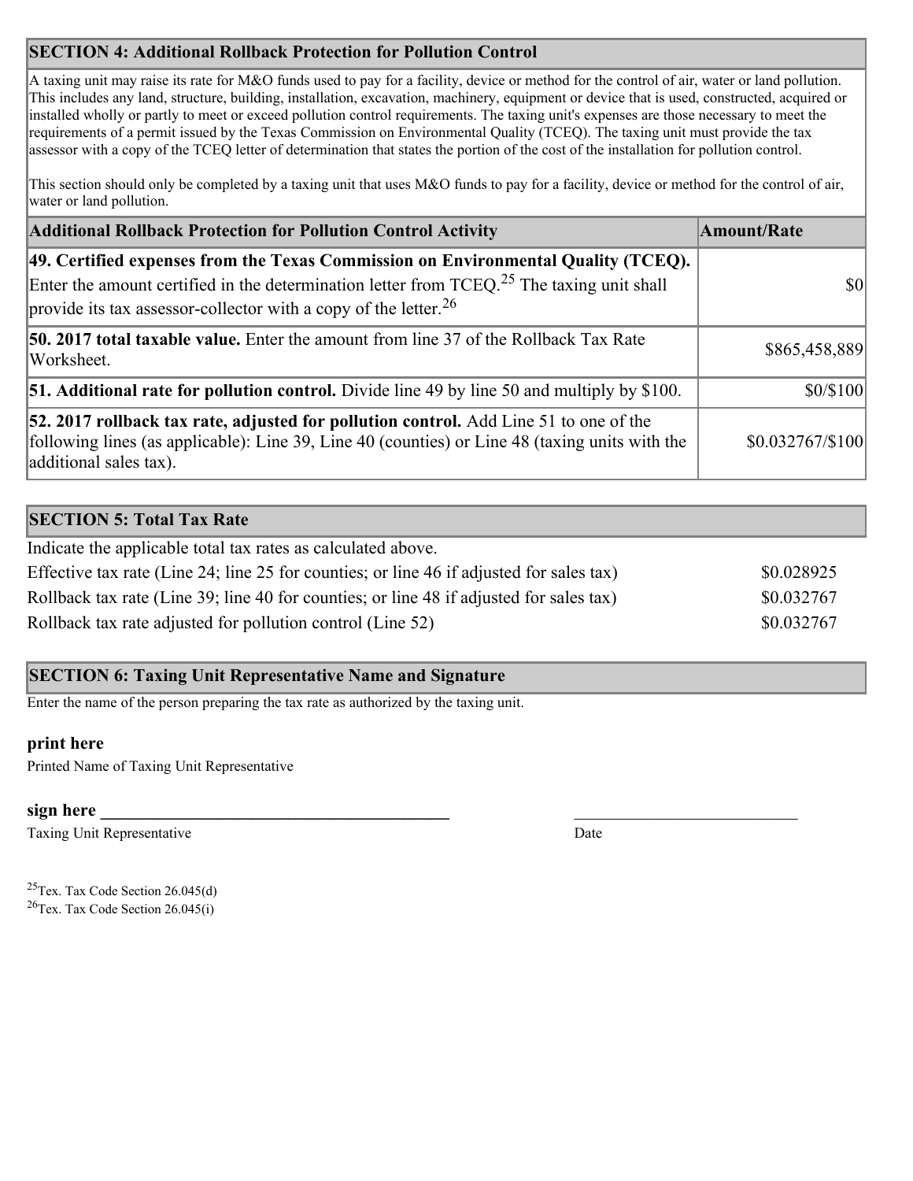## SECTION 4: Additional Rollback Protection for Pollution Control

A taxing unit may raise its rate for M&O funds used to pay for a facility, device or method for the control of air, water or land pollution. This includes any land, structure, building, installation, excavation, machinery, equipment or device that is used, constructed, acquired or installed wholly or partly to meet or exceed pollution control requirements. The taxing unit's expenses are those necessary to meet the requirements of a permit issued by the Texas Commission on Environmental Quality (TCEQ). The taxing unit must provide the tax assessor with a copy of the TCEQ letter of determination that states the portion of the cost of the installation for pollution control.

This section should only be completed by a taxing unit that uses M&O funds to pay for a facility, device or method for the control of air, water or land pollution.

| Additional Rollback Protection for Pollution Control Activity | Amount/Rate |
|---|---|
| **49. Certified expenses from the Texas Commission on Environmental Quality (TCEQ).** Enter the amount certified in the determination letter from TCEQ.[25] The taxing unit shall provide its tax assessor-collector with a copy of the letter.[26] | $0 |
| **50. 2017 total taxable value.** Enter the amount from line 37 of the Rollback Tax Rate Worksheet. | $865,458,889 |
| **51. Additional rate for pollution control.** Divide line 49 by line 50 and multiply by $100. | $0/$100 |
| **52. 2017 rollback tax rate, adjusted for pollution control.** Add Line 51 to one of the following lines (as applicable): Line 39, Line 40 (counties) or Line 48 (taxing units with the additional sales tax). | $0.032767/$100 |

## SECTION 5: Total Tax Rate

Indicate the applicable total tax rates as calculated above.

| | |
|---|---|
| Effective tax rate (Line 24; line 25 for counties; or line 46 if adjusted for sales tax) | $0.028925 |
| Rollback tax rate (Line 39; line 40 for counties; or line 48 if adjusted for sales tax) | $0.032767 |
| Rollback tax rate adjusted for pollution control (Line 52) | $0.032767 |

## SECTION 6: Taxing Unit Representative Name and Signature

Enter the name of the person preparing the tax rate as authorized by the taxing unit.

**print here**

Printed Name of Taxing Unit Representative

**sign here** ________________________________________ ____________________________

Taxing Unit Representative Date

[25]Tex. Tax Code Section 26.045(d)
[26]Tex. Tax Code Section 26.045(i)